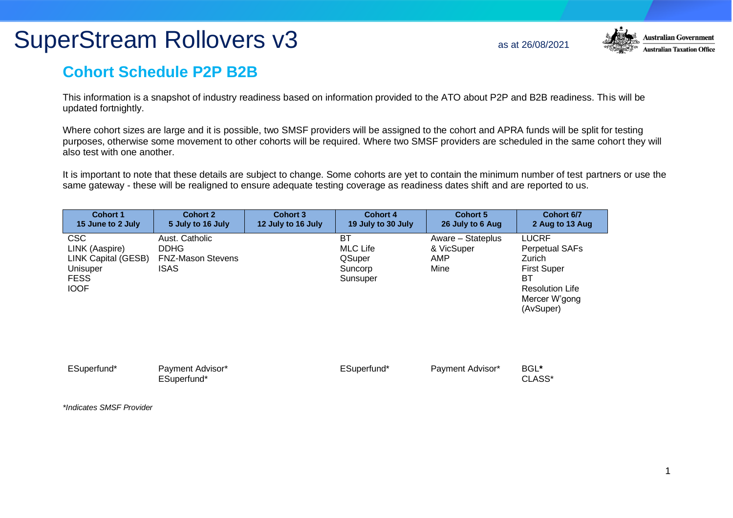# SuperStream Rollovers v3

as at 26/08/2021

Australian Government
Australian Taxation Office

## Cohort Schedule P2P B2B

This information is a snapshot of industry readiness based on information provided to the ATO about P2P and B2B readiness. This will be updated fortnightly.

Where cohort sizes are large and it is possible, two SMSF providers will be assigned to the cohort and APRA funds will be split for testing purposes, otherwise some movement to other cohorts will be required. Where two SMSF providers are scheduled in the same cohort they will also test with one another.

It is important to note that these details are subject to change. Some cohorts are yet to contain the minimum number of test partners or use the same gateway - these will be realigned to ensure adequate testing coverage as readiness dates shift and are reported to us.

| Cohort 1<br>15 June to 2 July | Cohort 2<br>5 July to 16 July | Cohort 3<br>12 July to 16 July | Cohort 4<br>19 July to 30 July | Cohort 5<br>26 July to 6 Aug | Cohort 6/7<br>2 Aug to 13 Aug |
|---|---|---|---|---|---|
| CSC<br>LINK (Aaspire)<br>LINK Capital (GESB)<br>Unisuper<br>FESS<br>IOOF | Aust. Catholic<br>DDHG<br>FNZ-Mason Stevens<br>ISAS | | BT<br>MLC Life<br>QSuper<br>Suncorp<br>Sunsuper | Aware – Stateplus & VicSuper<br>AMP<br>Mine | LUCRF<br>Perpetual SAFs<br>Zurich<br>First Super<br>BT<br>Resolution Life<br>Mercer W'gong (AvSuper) |
| ESuperfund* | Payment Advisor*<br>ESuperfund* | | ESuperfund* | Payment Advisor* | BGL**<br>CLASS* |

*\*Indicates SMSF Provider*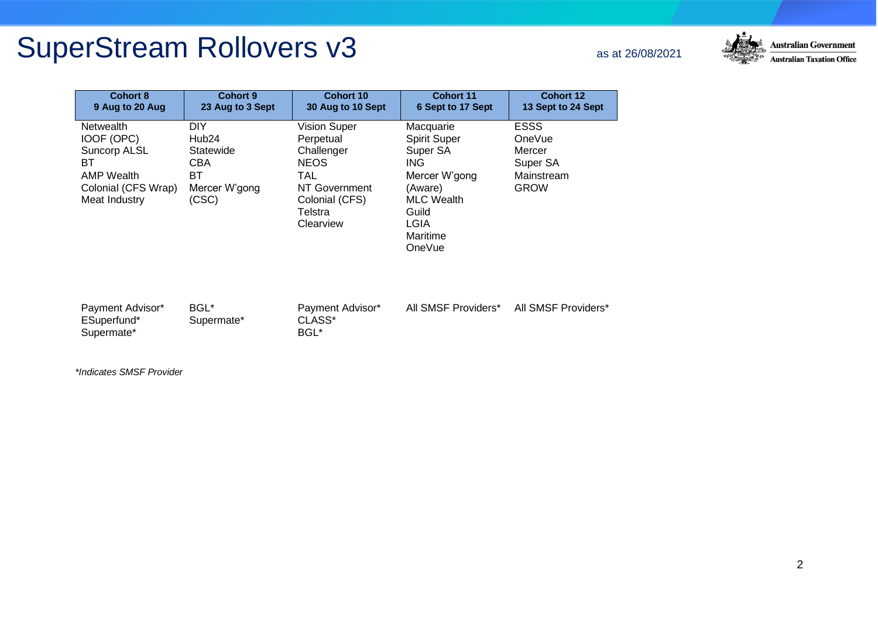# SuperStream Rollovers v3

as at 26/08/2021

Australian Government
Australian Taxation Office

| Cohort 8<br>9 Aug to 20 Aug | Cohort 9<br>23 Aug to 3 Sept | Cohort 10<br>30 Aug to 10 Sept | Cohort 11<br>6 Sept to 17 Sept | Cohort 12<br>13 Sept to 24 Sept |
|---|---|---|---|---|
| Netwealth<br>IOOF (OPC)<br>Suncorp ALSL<br>BT<br>AMP Wealth<br>Colonial (CFS Wrap)<br>Meat Industry | DIY<br>Hub24<br>Statewide<br>CBA<br>BT<br>Mercer W'gong (CSC) | Vision Super<br>Perpetual<br>Challenger<br>NEOS<br>TAL<br>NT Government<br>Colonial (CFS)<br>Telstra<br>Clearview | Macquarie<br>Spirit Super<br>Super SA<br>ING<br>Mercer W'gong (Aware)<br>MLC Wealth<br>Guild<br>LGIA<br>Maritime<br>OneVue | ESSS<br>OneVue<br>Mercer<br>Super SA<br>Mainstream<br>GROW |
| Payment Advisor*<br>ESuperfund*<br>Supermate* | BGL*<br>Supermate* | Payment Advisor*<br>CLASS*<br>BGL* | All SMSF Providers* | All SMSF Providers* |

*\*Indicates SMSF Provider*